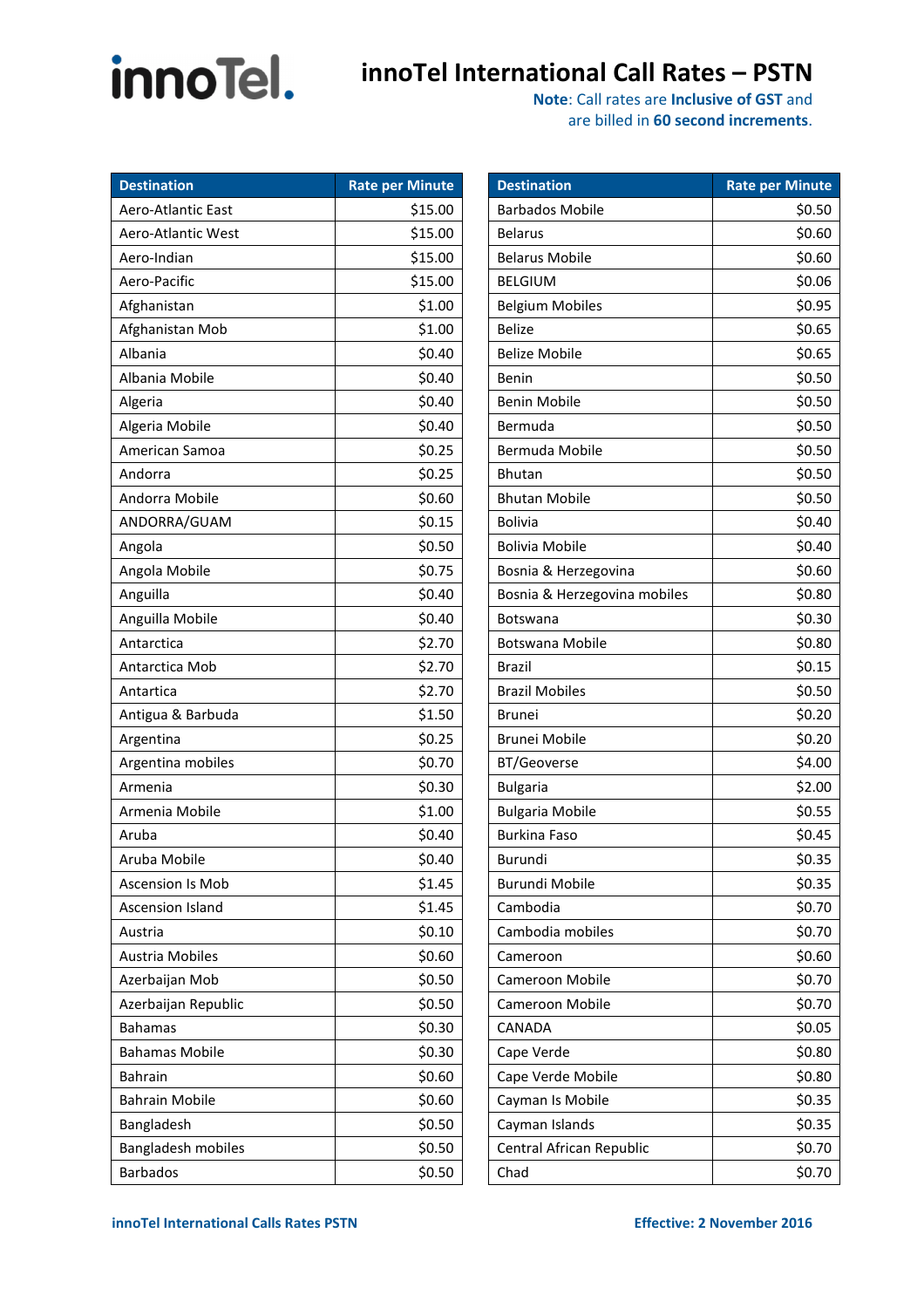innoTel.

# innoTel International Call Rates – PSTN

**Note**: Call rates are **Inclusive of GST** and are billed in **60 second increments**.

| Destination | Rate per Minute |
|---|---|
| Aero-Atlantic East | $15.00 |
| Aero-Atlantic West | $15.00 |
| Aero-Indian | $15.00 |
| Aero-Pacific | $15.00 |
| Afghanistan | $1.00 |
| Afghanistan Mob | $1.00 |
| Albania | $0.40 |
| Albania Mobile | $0.40 |
| Algeria | $0.40 |
| Algeria Mobile | $0.40 |
| American Samoa | $0.25 |
| Andorra | $0.25 |
| Andorra Mobile | $0.60 |
| ANDORRA/GUAM | $0.15 |
| Angola | $0.50 |
| Angola Mobile | $0.75 |
| Anguilla | $0.40 |
| Anguilla Mobile | $0.40 |
| Antarctica | $2.70 |
| Antarctica Mob | $2.70 |
| Antartica | $2.70 |
| Antigua & Barbuda | $1.50 |
| Argentina | $0.25 |
| Argentina mobiles | $0.70 |
| Armenia | $0.30 |
| Armenia Mobile | $1.00 |
| Aruba | $0.40 |
| Aruba Mobile | $0.40 |
| Ascension Is Mob | $1.45 |
| Ascension Island | $1.45 |
| Austria | $0.10 |
| Austria Mobiles | $0.60 |
| Azerbaijan Mob | $0.50 |
| Azerbaijan Republic | $0.50 |
| Bahamas | $0.30 |
| Bahamas Mobile | $0.30 |
| Bahrain | $0.60 |
| Bahrain Mobile | $0.60 |
| Bangladesh | $0.50 |
| Bangladesh mobiles | $0.50 |
| Barbados | $0.50 |
| Barbados Mobile | $0.50 |
| Belarus | $0.60 |
| Belarus Mobile | $0.60 |
| BELGIUM | $0.06 |
| Belgium Mobiles | $0.95 |
| Belize | $0.65 |
| Belize Mobile | $0.65 |
| Benin | $0.50 |
| Benin Mobile | $0.50 |
| Bermuda | $0.50 |
| Bermuda Mobile | $0.50 |
| Bhutan | $0.50 |
| Bhutan Mobile | $0.50 |
| Bolivia | $0.40 |
| Bolivia Mobile | $0.40 |
| Bosnia & Herzegovina | $0.60 |
| Bosnia & Herzegovina mobiles | $0.80 |
| Botswana | $0.30 |
| Botswana Mobile | $0.80 |
| Brazil | $0.15 |
| Brazil Mobiles | $0.50 |
| Brunei | $0.20 |
| Brunei Mobile | $0.20 |
| BT/Geoverse | $4.00 |
| Bulgaria | $2.00 |
| Bulgaria Mobile | $0.55 |
| Burkina Faso | $0.45 |
| Burundi | $0.35 |
| Burundi Mobile | $0.35 |
| Cambodia | $0.70 |
| Cambodia mobiles | $0.70 |
| Cameroon | $0.60 |
| Cameroon Mobile | $0.70 |
| Cameroon Mobile | $0.70 |
| CANADA | $0.05 |
| Cape Verde | $0.80 |
| Cape Verde Mobile | $0.80 |
| Cayman Is Mobile | $0.35 |
| Cayman Islands | $0.35 |
| Central African Republic | $0.70 |
| Chad | $0.70 |

innoTel International Calls Rates PSTN

Effective: 2 November 2016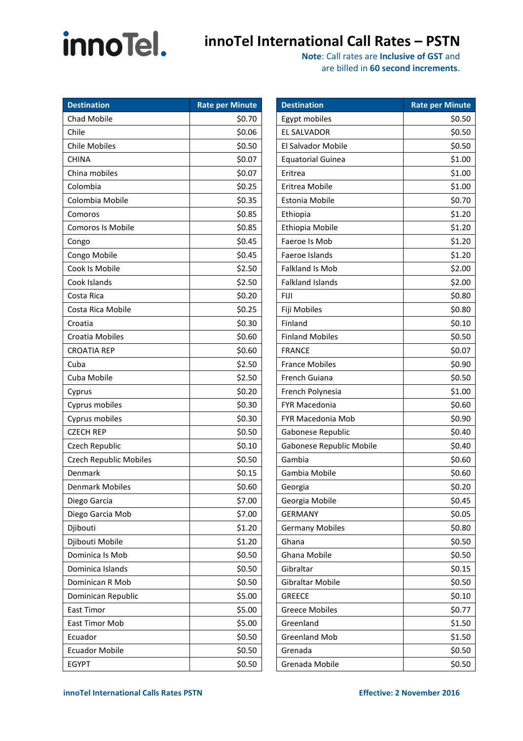# innoTel International Call Rates – PSTN

**Note**: Call rates are **Inclusive of GST** and are billed in **60 second increments**.

| Destination | Rate per Minute |
|---|---|
| Chad Mobile | $0.70 |
| Chile | $0.06 |
| Chile Mobiles | $0.50 |
| CHINA | $0.07 |
| China mobiles | $0.07 |
| Colombia | $0.25 |
| Colombia Mobile | $0.35 |
| Comoros | $0.85 |
| Comoros Is Mobile | $0.85 |
| Congo | $0.45 |
| Congo Mobile | $0.45 |
| Cook Is Mobile | $2.50 |
| Cook Islands | $2.50 |
| Costa Rica | $0.20 |
| Costa Rica Mobile | $0.25 |
| Croatia | $0.30 |
| Croatia Mobiles | $0.60 |
| CROATIA REP | $0.60 |
| Cuba | $2.50 |
| Cuba Mobile | $2.50 |
| Cyprus | $0.20 |
| Cyprus mobiles | $0.30 |
| Cyprus mobiles | $0.30 |
| CZECH REP | $0.50 |
| Czech Republic | $0.10 |
| Czech Republic Mobiles | $0.50 |
| Denmark | $0.15 |
| Denmark Mobiles | $0.60 |
| Diego Garcia | $7.00 |
| Diego Garcia Mob | $7.00 |
| Djibouti | $1.20 |
| Djibouti Mobile | $1.20 |
| Dominica Is Mob | $0.50 |
| Dominica Islands | $0.50 |
| Dominican R Mob | $0.50 |
| Dominican Republic | $5.00 |
| East Timor | $5.00 |
| East Timor Mob | $5.00 |
| Ecuador | $0.50 |
| Ecuador Mobile | $0.50 |
| EGYPT | $0.50 |
| Egypt mobiles | $0.50 |
| EL SALVADOR | $0.50 |
| El Salvador Mobile | $0.50 |
| Equatorial Guinea | $1.00 |
| Eritrea | $1.00 |
| Eritrea Mobile | $1.00 |
| Estonia Mobile | $0.70 |
| Ethiopia | $1.20 |
| Ethiopia Mobile | $1.20 |
| Faeroe Is Mob | $1.20 |
| Faeroe Islands | $1.20 |
| Falkland Is Mob | $2.00 |
| Falkland Islands | $2.00 |
| FIJI | $0.80 |
| Fiji Mobiles | $0.80 |
| Finland | $0.10 |
| Finland Mobiles | $0.50 |
| FRANCE | $0.07 |
| France Mobiles | $0.90 |
| French Guiana | $0.50 |
| French Polynesia | $1.00 |
| FYR Macedonia | $0.60 |
| FYR Macedonia Mob | $0.90 |
| Gabonese Republic | $0.40 |
| Gabonese Republic Mobile | $0.40 |
| Gambia | $0.60 |
| Gambia Mobile | $0.60 |
| Georgia | $0.20 |
| Georgia Mobile | $0.45 |
| GERMANY | $0.05 |
| Germany Mobiles | $0.80 |
| Ghana | $0.50 |
| Ghana Mobile | $0.50 |
| Gibraltar | $0.15 |
| Gibraltar Mobile | $0.50 |
| GREECE | $0.10 |
| Greece Mobiles | $0.77 |
| Greenland | $1.50 |
| Greenland Mob | $1.50 |
| Grenada | $0.50 |
| Grenada Mobile | $0.50 |

**Effective: 2 November 2016**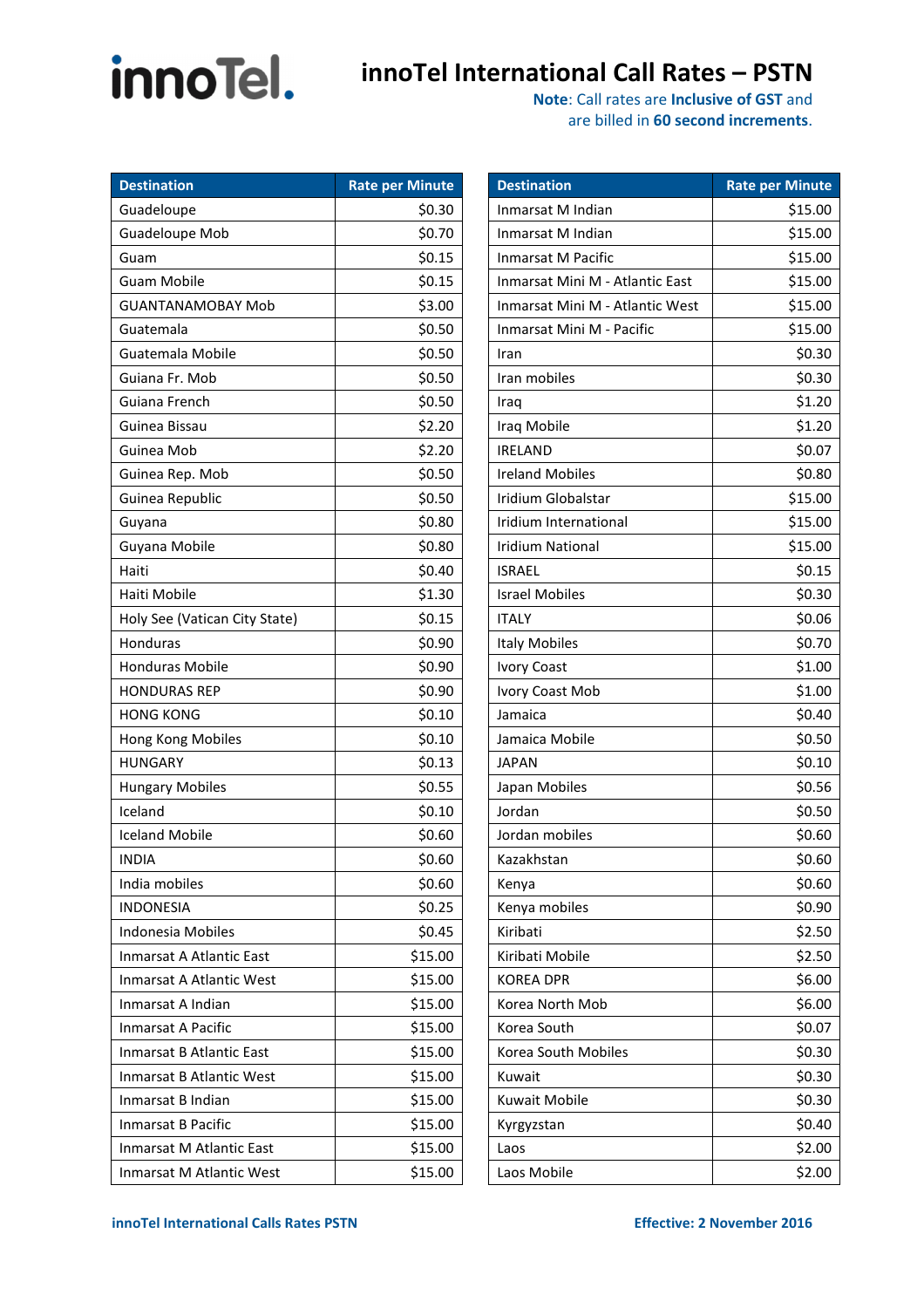# innoTel International Call Rates – PSTN

**Note**: Call rates are **Inclusive of GST** and are billed in **60 second increments**.

| Destination | Rate per Minute |
|---|---|
| Guadeloupe | $0.30 |
| Guadeloupe Mob | $0.70 |
| Guam | $0.15 |
| Guam Mobile | $0.15 |
| GUANTANAMOBAY Mob | $3.00 |
| Guatemala | $0.50 |
| Guatemala Mobile | $0.50 |
| Guiana Fr. Mob | $0.50 |
| Guiana French | $0.50 |
| Guinea Bissau | $2.20 |
| Guinea Mob | $2.20 |
| Guinea Rep. Mob | $0.50 |
| Guinea Republic | $0.50 |
| Guyana | $0.80 |
| Guyana Mobile | $0.80 |
| Haiti | $0.40 |
| Haiti Mobile | $1.30 |
| Holy See (Vatican City State) | $0.15 |
| Honduras | $0.90 |
| Honduras Mobile | $0.90 |
| HONDURAS REP | $0.90 |
| HONG KONG | $0.10 |
| Hong Kong Mobiles | $0.10 |
| HUNGARY | $0.13 |
| Hungary Mobiles | $0.55 |
| Iceland | $0.10 |
| Iceland Mobile | $0.60 |
| INDIA | $0.60 |
| India mobiles | $0.60 |
| INDONESIA | $0.25 |
| Indonesia Mobiles | $0.45 |
| Inmarsat A Atlantic East | $15.00 |
| Inmarsat A Atlantic West | $15.00 |
| Inmarsat A Indian | $15.00 |
| Inmarsat A Pacific | $15.00 |
| Inmarsat B Atlantic East | $15.00 |
| Inmarsat B Atlantic West | $15.00 |
| Inmarsat B Indian | $15.00 |
| Inmarsat B Pacific | $15.00 |
| Inmarsat M Atlantic East | $15.00 |
| Inmarsat M Atlantic West | $15.00 |
| Inmarsat M Indian | $15.00 |
| Inmarsat M Indian | $15.00 |
| Inmarsat M Pacific | $15.00 |
| Inmarsat Mini M - Atlantic East | $15.00 |
| Inmarsat Mini M - Atlantic West | $15.00 |
| Inmarsat Mini M - Pacific | $15.00 |
| Iran | $0.30 |
| Iran mobiles | $0.30 |
| Iraq | $1.20 |
| Iraq Mobile | $1.20 |
| IRELAND | $0.07 |
| Ireland Mobiles | $0.80 |
| Iridium Globalstar | $15.00 |
| Iridium International | $15.00 |
| Iridium National | $15.00 |
| ISRAEL | $0.15 |
| Israel Mobiles | $0.30 |
| ITALY | $0.06 |
| Italy Mobiles | $0.70 |
| Ivory Coast | $1.00 |
| Ivory Coast Mob | $1.00 |
| Jamaica | $0.40 |
| Jamaica Mobile | $0.50 |
| JAPAN | $0.10 |
| Japan Mobiles | $0.56 |
| Jordan | $0.50 |
| Jordan mobiles | $0.60 |
| Kazakhstan | $0.60 |
| Kenya | $0.60 |
| Kenya mobiles | $0.90 |
| Kiribati | $2.50 |
| Kiribati Mobile | $2.50 |
| KOREA DPR | $6.00 |
| Korea North Mob | $6.00 |
| Korea South | $0.07 |
| Korea South Mobiles | $0.30 |
| Kuwait | $0.30 |
| Kuwait Mobile | $0.30 |
| Kyrgyzstan | $0.40 |
| Laos | $2.00 |
| Laos Mobile | $2.00 |

innoTel International Calls Rates PSTN

Effective: 2 November 2016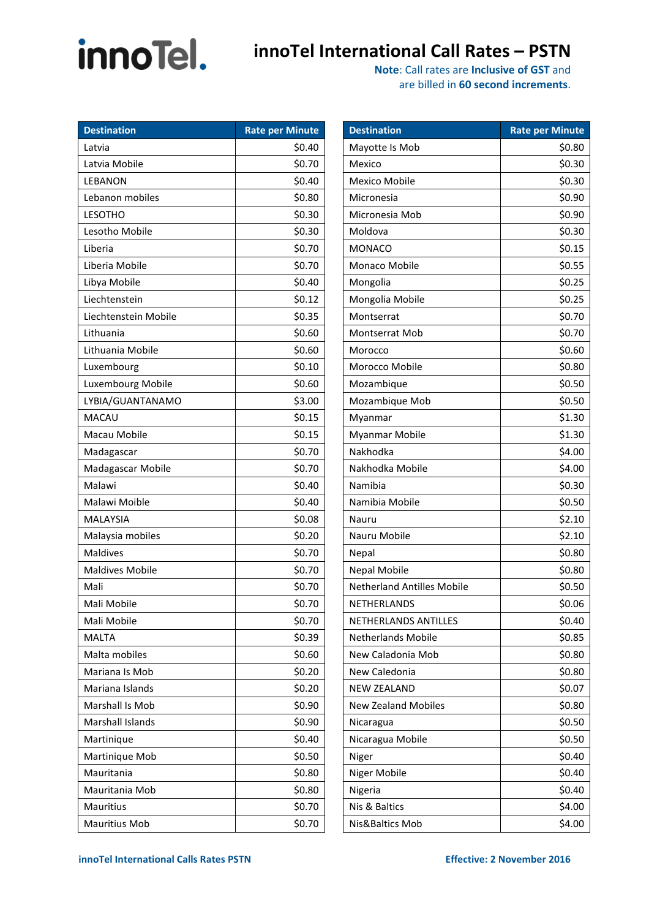# innoTel International Call Rates – PSTN

**Note**: Call rates are **Inclusive of GST** and are billed in **60 second increments**.

| Destination | Rate per Minute |
|---|---|
| Latvia | $0.40 |
| Latvia Mobile | $0.70 |
| LEBANON | $0.40 |
| Lebanon mobiles | $0.80 |
| LESOTHO | $0.30 |
| Lesotho Mobile | $0.30 |
| Liberia | $0.70 |
| Liberia Mobile | $0.70 |
| Libya Mobile | $0.40 |
| Liechtenstein | $0.12 |
| Liechtenstein Mobile | $0.35 |
| Lithuania | $0.60 |
| Lithuania Mobile | $0.60 |
| Luxembourg | $0.10 |
| Luxembourg Mobile | $0.60 |
| LYBIA/GUANTANAMO | $3.00 |
| MACAU | $0.15 |
| Macau Mobile | $0.15 |
| Madagascar | $0.70 |
| Madagascar Mobile | $0.70 |
| Malawi | $0.40 |
| Malawi Moible | $0.40 |
| MALAYSIA | $0.08 |
| Malaysia mobiles | $0.20 |
| Maldives | $0.70 |
| Maldives Mobile | $0.70 |
| Mali | $0.70 |
| Mali Mobile | $0.70 |
| Mali Mobile | $0.70 |
| MALTA | $0.39 |
| Malta mobiles | $0.60 |
| Mariana Is Mob | $0.20 |
| Mariana Islands | $0.20 |
| Marshall Is Mob | $0.90 |
| Marshall Islands | $0.90 |
| Martinique | $0.40 |
| Martinique Mob | $0.50 |
| Mauritania | $0.80 |
| Mauritania Mob | $0.80 |
| Mauritius | $0.70 |
| Mauritius Mob | $0.70 |
| Mayotte Is Mob | $0.80 |
| Mexico | $0.30 |
| Mexico Mobile | $0.30 |
| Micronesia | $0.90 |
| Micronesia Mob | $0.90 |
| Moldova | $0.30 |
| MONACO | $0.15 |
| Monaco Mobile | $0.55 |
| Mongolia | $0.25 |
| Mongolia Mobile | $0.25 |
| Montserrat | $0.70 |
| Montserrat Mob | $0.70 |
| Morocco | $0.60 |
| Morocco Mobile | $0.80 |
| Mozambique | $0.50 |
| Mozambique Mob | $0.50 |
| Myanmar | $1.30 |
| Myanmar Mobile | $1.30 |
| Nakhodka | $4.00 |
| Nakhodka Mobile | $4.00 |
| Namibia | $0.30 |
| Namibia Mobile | $0.50 |
| Nauru | $2.10 |
| Nauru Mobile | $2.10 |
| Nepal | $0.80 |
| Nepal Mobile | $0.80 |
| Netherland Antilles Mobile | $0.50 |
| NETHERLANDS | $0.06 |
| NETHERLANDS ANTILLES | $0.40 |
| Netherlands Mobile | $0.85 |
| New Caladonia Mob | $0.80 |
| New Caledonia | $0.80 |
| NEW ZEALAND | $0.07 |
| New Zealand Mobiles | $0.80 |
| Nicaragua | $0.50 |
| Nicaragua Mobile | $0.50 |
| Niger | $0.40 |
| Niger Mobile | $0.40 |
| Nigeria | $0.40 |
| Nis & Baltics | $4.00 |
| Nis&Baltics Mob | $4.00 |

innoTel International Calls Rates PSTN

Effective: 2 November 2016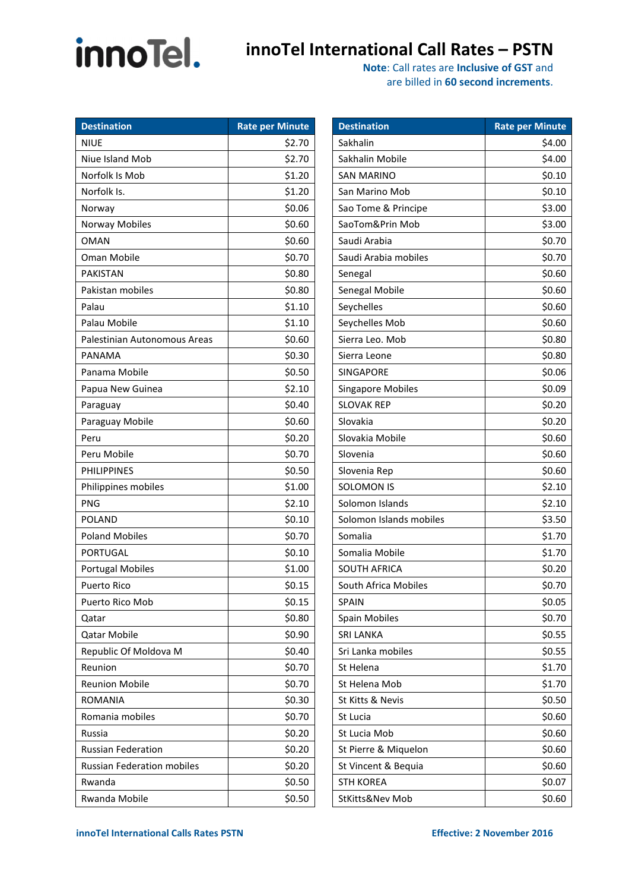# innoTel International Call Rates – PSTN

**Note**: Call rates are **Inclusive of GST** and are billed in **60 second increments**.

| Destination | Rate per Minute |
|---|---|
| NIUE | $2.70 |
| Niue Island Mob | $2.70 |
| Norfolk Is Mob | $1.20 |
| Norfolk Is. | $1.20 |
| Norway | $0.06 |
| Norway Mobiles | $0.60 |
| OMAN | $0.60 |
| Oman Mobile | $0.70 |
| PAKISTAN | $0.80 |
| Pakistan mobiles | $0.80 |
| Palau | $1.10 |
| Palau Mobile | $1.10 |
| Palestinian Autonomous Areas | $0.60 |
| PANAMA | $0.30 |
| Panama Mobile | $0.50 |
| Papua New Guinea | $2.10 |
| Paraguay | $0.40 |
| Paraguay Mobile | $0.60 |
| Peru | $0.20 |
| Peru Mobile | $0.70 |
| PHILIPPINES | $0.50 |
| Philippines mobiles | $1.00 |
| PNG | $2.10 |
| POLAND | $0.10 |
| Poland Mobiles | $0.70 |
| PORTUGAL | $0.10 |
| Portugal Mobiles | $1.00 |
| Puerto Rico | $0.15 |
| Puerto Rico Mob | $0.15 |
| Qatar | $0.80 |
| Qatar Mobile | $0.90 |
| Republic Of Moldova M | $0.40 |
| Reunion | $0.70 |
| Reunion Mobile | $0.70 |
| ROMANIA | $0.30 |
| Romania mobiles | $0.70 |
| Russia | $0.20 |
| Russian Federation | $0.20 |
| Russian Federation mobiles | $0.20 |
| Rwanda | $0.50 |
| Rwanda Mobile | $0.50 |

| Destination | Rate per Minute |
|---|---|
| Sakhalin | $4.00 |
| Sakhalin Mobile | $4.00 |
| SAN MARINO | $0.10 |
| San Marino Mob | $0.10 |
| Sao Tome & Principe | $3.00 |
| SaoTom&Prin Mob | $3.00 |
| Saudi Arabia | $0.70 |
| Saudi Arabia mobiles | $0.70 |
| Senegal | $0.60 |
| Senegal Mobile | $0.60 |
| Seychelles | $0.60 |
| Seychelles Mob | $0.60 |
| Sierra Leo. Mob | $0.80 |
| Sierra Leone | $0.80 |
| SINGAPORE | $0.06 |
| Singapore Mobiles | $0.09 |
| SLOVAK REP | $0.20 |
| Slovakia | $0.20 |
| Slovakia Mobile | $0.60 |
| Slovenia | $0.60 |
| Slovenia Rep | $0.60 |
| SOLOMON IS | $2.10 |
| Solomon Islands | $2.10 |
| Solomon Islands mobiles | $3.50 |
| Somalia | $1.70 |
| Somalia Mobile | $1.70 |
| SOUTH AFRICA | $0.20 |
| South Africa Mobiles | $0.70 |
| SPAIN | $0.05 |
| Spain Mobiles | $0.70 |
| SRI LANKA | $0.55 |
| Sri Lanka mobiles | $0.55 |
| St Helena | $1.70 |
| St Helena Mob | $1.70 |
| St Kitts & Nevis | $0.50 |
| St Lucia | $0.60 |
| St Lucia Mob | $0.60 |
| St Pierre & Miquelon | $0.60 |
| St Vincent & Bequia | $0.60 |
| STH KOREA | $0.07 |
| StKitts&Nev Mob | $0.60 |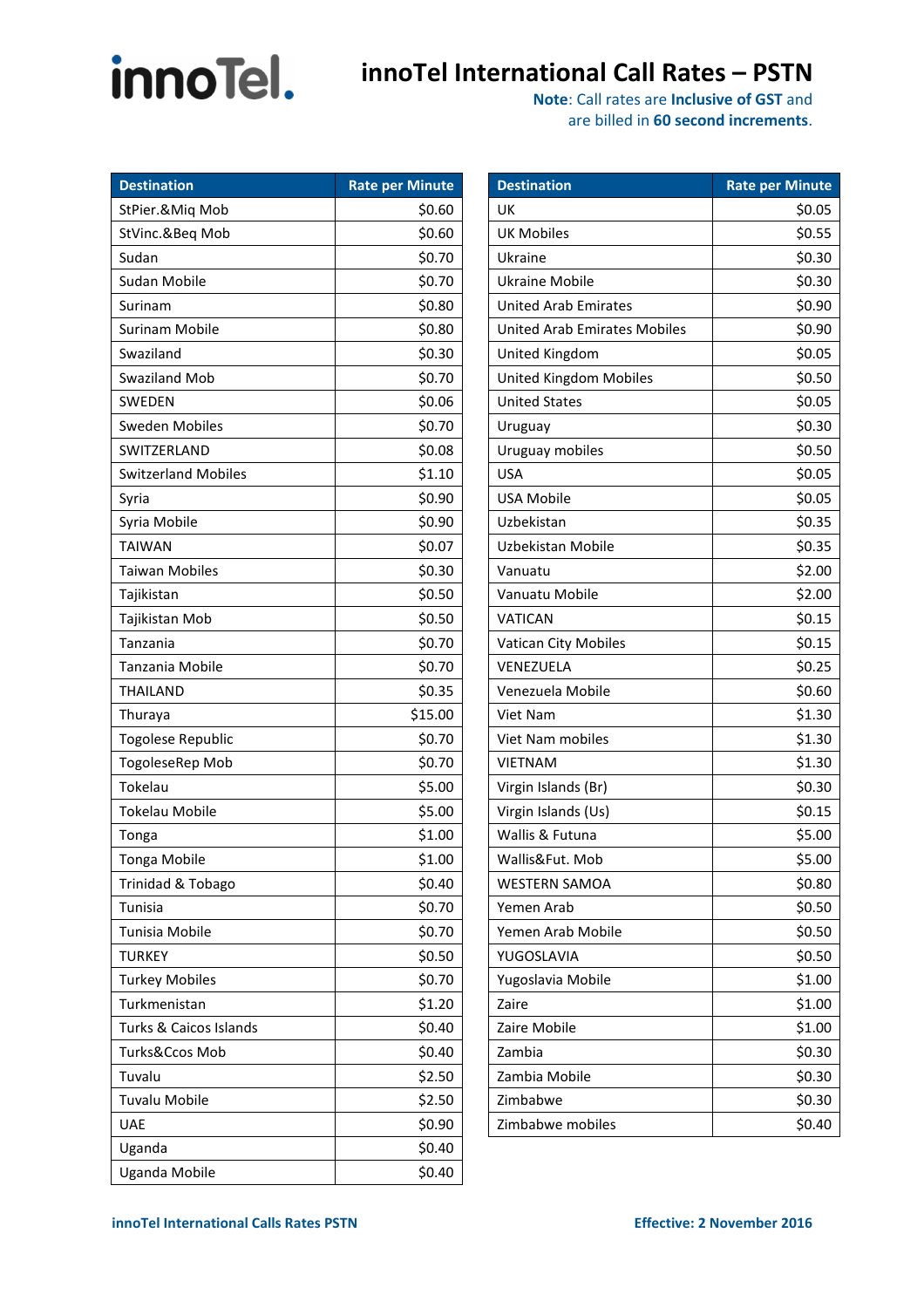# innoTel International Call Rates – PSTN

**Note**: Call rates are **Inclusive of GST** and are billed in **60 second increments**.

| Destination | Rate per Minute |
|---|---|
| StPier.&Miq Mob | $0.60 |
| StVinc.&Beq Mob | $0.60 |
| Sudan | $0.70 |
| Sudan Mobile | $0.70 |
| Surinam | $0.80 |
| Surinam Mobile | $0.80 |
| Swaziland | $0.30 |
| Swaziland Mob | $0.70 |
| SWEDEN | $0.06 |
| Sweden Mobiles | $0.70 |
| SWITZERLAND | $0.08 |
| Switzerland Mobiles | $1.10 |
| Syria | $0.90 |
| Syria Mobile | $0.90 |
| TAIWAN | $0.07 |
| Taiwan Mobiles | $0.30 |
| Tajikistan | $0.50 |
| Tajikistan Mob | $0.50 |
| Tanzania | $0.70 |
| Tanzania Mobile | $0.70 |
| THAILAND | $0.35 |
| Thuraya | $15.00 |
| Togolese Republic | $0.70 |
| TogoleseRep Mob | $0.70 |
| Tokelau | $5.00 |
| Tokelau Mobile | $5.00 |
| Tonga | $1.00 |
| Tonga Mobile | $1.00 |
| Trinidad & Tobago | $0.40 |
| Tunisia | $0.70 |
| Tunisia Mobile | $0.70 |
| TURKEY | $0.50 |
| Turkey Mobiles | $0.70 |
| Turkmenistan | $1.20 |
| Turks & Caicos Islands | $0.40 |
| Turks&Ccos Mob | $0.40 |
| Tuvalu | $2.50 |
| Tuvalu Mobile | $2.50 |
| UAE | $0.90 |
| Uganda | $0.40 |
| Uganda Mobile | $0.40 |

| Destination | Rate per Minute |
|---|---|
| UK | $0.05 |
| UK Mobiles | $0.55 |
| Ukraine | $0.30 |
| Ukraine Mobile | $0.30 |
| United Arab Emirates | $0.90 |
| United Arab Emirates Mobiles | $0.90 |
| United Kingdom | $0.05 |
| United Kingdom Mobiles | $0.50 |
| United States | $0.05 |
| Uruguay | $0.30 |
| Uruguay mobiles | $0.50 |
| USA | $0.05 |
| USA Mobile | $0.05 |
| Uzbekistan | $0.35 |
| Uzbekistan Mobile | $0.35 |
| Vanuatu | $2.00 |
| Vanuatu Mobile | $2.00 |
| VATICAN | $0.15 |
| Vatican City Mobiles | $0.15 |
| VENEZUELA | $0.25 |
| Venezuela Mobile | $0.60 |
| Viet Nam | $1.30 |
| Viet Nam mobiles | $1.30 |
| VIETNAM | $1.30 |
| Virgin Islands (Br) | $0.30 |
| Virgin Islands (Us) | $0.15 |
| Wallis & Futuna | $5.00 |
| Wallis&Fut. Mob | $5.00 |
| WESTERN SAMOA | $0.80 |
| Yemen Arab | $0.50 |
| Yemen Arab Mobile | $0.50 |
| YUGOSLAVIA | $0.50 |
| Yugoslavia Mobile | $1.00 |
| Zaire | $1.00 |
| Zaire Mobile | $1.00 |
| Zambia | $0.30 |
| Zambia Mobile | $0.30 |
| Zimbabwe | $0.30 |
| Zimbabwe mobiles | $0.40 |

**innoTel International Calls Rates PSTN** **Effective: 2 November 2016**